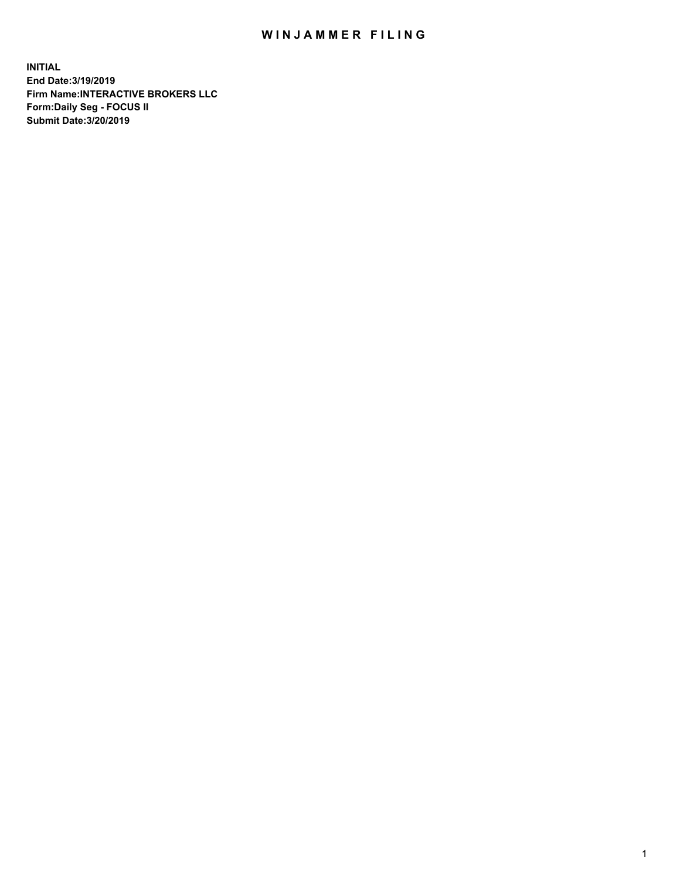# WINJAMMER FILING

**INITIAL**
**End Date:3/19/2019**
**Firm Name:INTERACTIVE BROKERS LLC**
**Form:Daily Seg - FOCUS II**
**Submit Date:3/20/2019**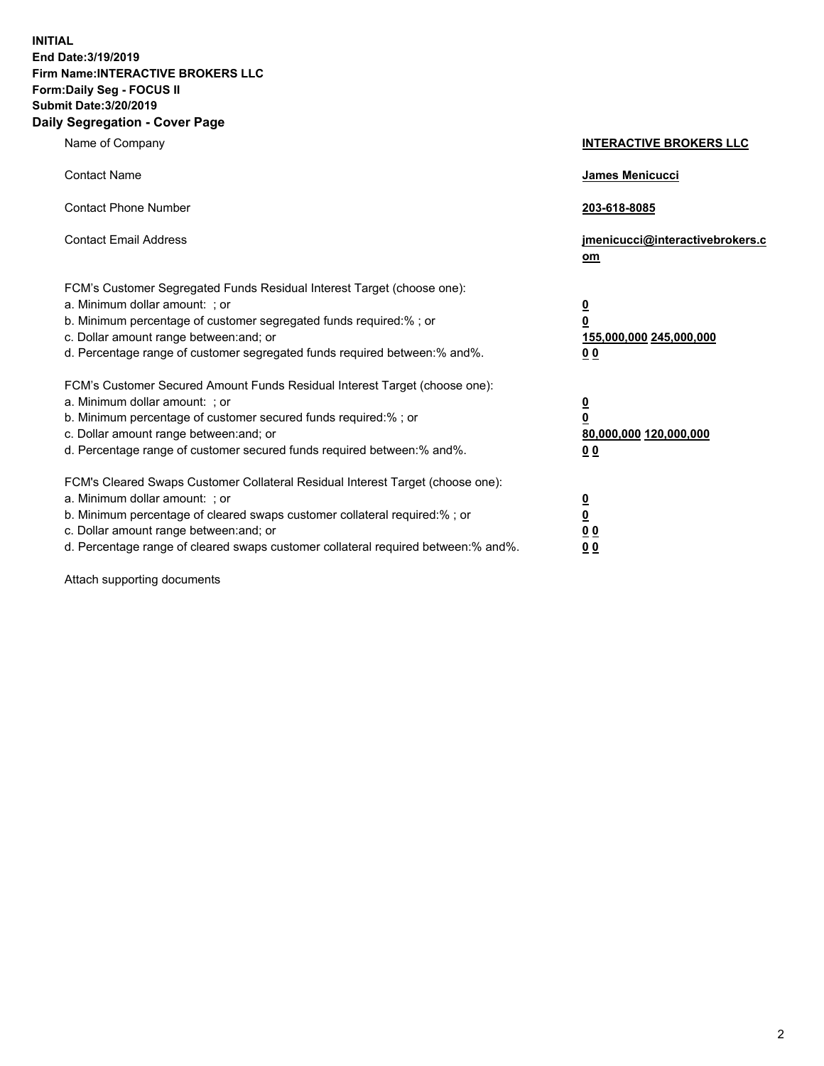**INITIAL**
**End Date:3/19/2019**
**Firm Name:INTERACTIVE BROKERS LLC**
**Form:Daily Seg - FOCUS II**
**Submit Date:3/20/2019**
**Daily Segregation - Cover Page**

| | |
|---|---|
| Name of Company | **INTERACTIVE BROKERS LLC** |
| Contact Name | **James Menicucci** |
| Contact Phone Number | **203-618-8085** |
| Contact Email Address | **jmenicucci@interactivebrokers.com** |

| | |
|---|---|
| FCM's Customer Segregated Funds Residual Interest Target (choose one): | |
| a. Minimum dollar amount: ; or | **0** |
| b. Minimum percentage of customer segregated funds required:% ; or | **0** |
| c. Dollar amount range between:and; or | **155,000,000 245,000,000** |
| d. Percentage range of customer segregated funds required between:% and%. | **0 0** |
| FCM's Customer Secured Amount Funds Residual Interest Target (choose one): | |
| a. Minimum dollar amount: ; or | **0** |
| b. Minimum percentage of customer secured funds required:% ; or | **0** |
| c. Dollar amount range between:and; or | **80,000,000 120,000,000** |
| d. Percentage range of customer secured funds required between:% and%. | **0 0** |
| FCM's Cleared Swaps Customer Collateral Residual Interest Target (choose one): | |
| a. Minimum dollar amount: ; or | **0** |
| b. Minimum percentage of cleared swaps customer collateral required:% ; or | **0** |
| c. Dollar amount range between:and; or | **0 0** |
| d. Percentage range of cleared swaps customer collateral required between:% and%. | **0 0** |

Attach supporting documents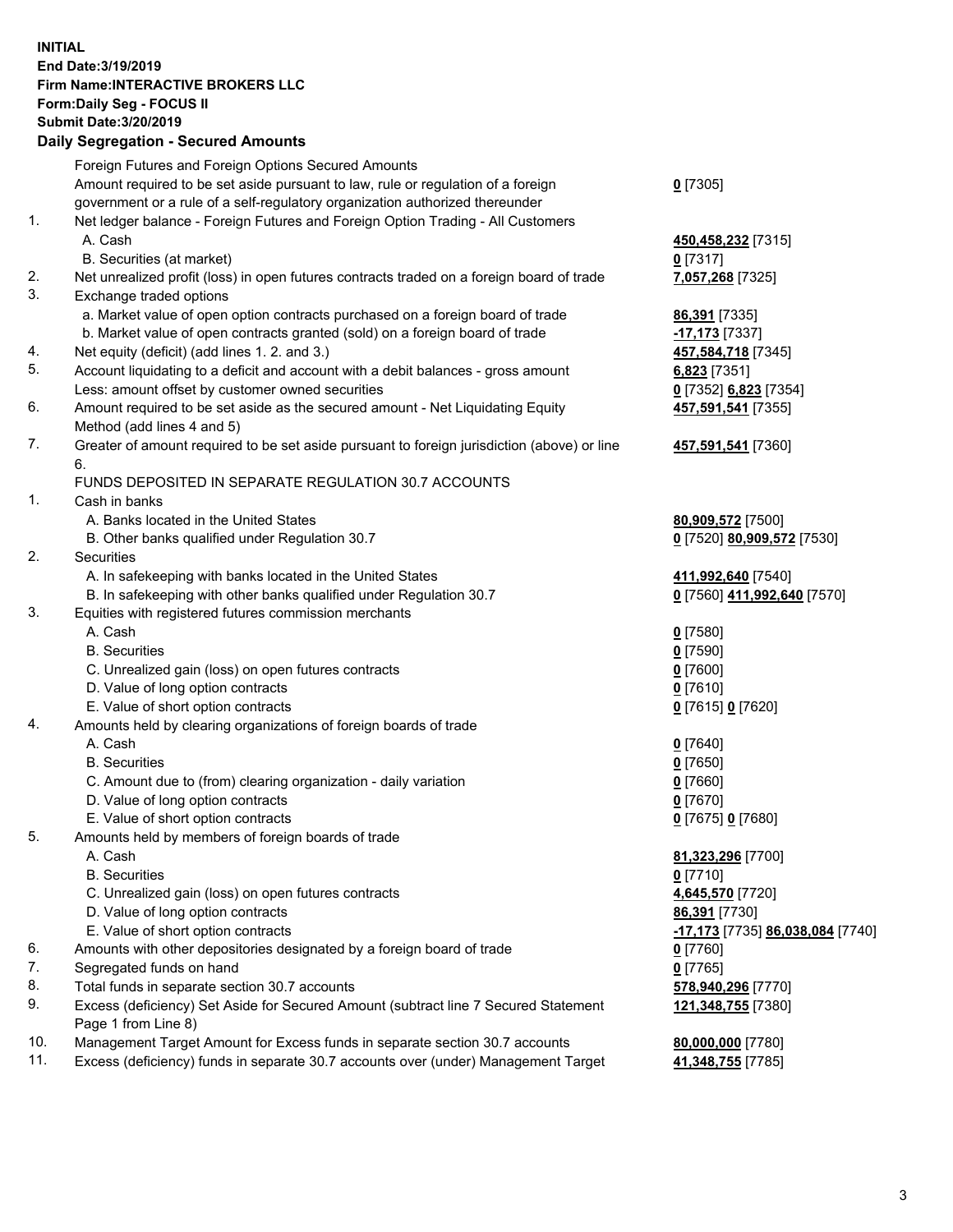**INITIAL**
**End Date:3/19/2019**
**Firm Name:INTERACTIVE BROKERS LLC**
**Form:Daily Seg - FOCUS II**
**Submit Date:3/20/2019**
**Daily Segregation - Secured Amounts**

| | | |
|---|---|---|
| | Foreign Futures and Foreign Options Secured Amounts | |
| | Amount required to be set aside pursuant to law, rule or regulation of a foreign government or a rule of a self-regulatory organization authorized thereunder | **0** [7305] |
| 1. | Net ledger balance - Foreign Futures and Foreign Option Trading - All Customers | |
| | A. Cash | **450,458,232** [7315] |
| | B. Securities (at market) | **0** [7317] |
| 2. | Net unrealized profit (loss) in open futures contracts traded on a foreign board of trade | **7,057,268** [7325] |
| 3. | Exchange traded options | |
| | a. Market value of open option contracts purchased on a foreign board of trade | **86,391** [7335] |
| | b. Market value of open contracts granted (sold) on a foreign board of trade | **-17,173** [7337] |
| 4. | Net equity (deficit) (add lines 1. 2. and 3.) | **457,584,718** [7345] |
| 5. | Account liquidating to a deficit and account with a debit balances - gross amount | **6,823** [7351] |
| | Less: amount offset by customer owned securities | **0** [7352] **6,823** [7354] |
| 6. | Amount required to be set aside as the secured amount - Net Liquidating Equity Method (add lines 4 and 5) | **457,591,541** [7355] |
| 7. | Greater of amount required to be set aside pursuant to foreign jurisdiction (above) or line 6. | **457,591,541** [7360] |
| | FUNDS DEPOSITED IN SEPARATE REGULATION 30.7 ACCOUNTS | |
| 1. | Cash in banks | |
| | A. Banks located in the United States | **80,909,572** [7500] |
| | B. Other banks qualified under Regulation 30.7 | **0** [7520] **80,909,572** [7530] |
| 2. | Securities | |
| | A. In safekeeping with banks located in the United States | **411,992,640** [7540] |
| | B. In safekeeping with other banks qualified under Regulation 30.7 | **0** [7560] **411,992,640** [7570] |
| 3. | Equities with registered futures commission merchants | |
| | A. Cash | **0** [7580] |
| | B. Securities | **0** [7590] |
| | C. Unrealized gain (loss) on open futures contracts | **0** [7600] |
| | D. Value of long option contracts | **0** [7610] |
| | E. Value of short option contracts | **0** [7615] **0** [7620] |
| 4. | Amounts held by clearing organizations of foreign boards of trade | |
| | A. Cash | **0** [7640] |
| | B. Securities | **0** [7650] |
| | C. Amount due to (from) clearing organization - daily variation | **0** [7660] |
| | D. Value of long option contracts | **0** [7670] |
| | E. Value of short option contracts | **0** [7675] **0** [7680] |
| 5. | Amounts held by members of foreign boards of trade | |
| | A. Cash | **81,323,296** [7700] |
| | B. Securities | **0** [7710] |
| | C. Unrealized gain (loss) on open futures contracts | **4,645,570** [7720] |
| | D. Value of long option contracts | **86,391** [7730] |
| | E. Value of short option contracts | **-17,173** [7735] **86,038,084** [7740] |
| 6. | Amounts with other depositories designated by a foreign board of trade | **0** [7760] |
| 7. | Segregated funds on hand | **0** [7765] |
| 8. | Total funds in separate section 30.7 accounts | **578,940,296** [7770] |
| 9. | Excess (deficiency) Set Aside for Secured Amount (subtract line 7 Secured Statement Page 1 from Line 8) | **121,348,755** [7380] |
| 10. | Management Target Amount for Excess funds in separate section 30.7 accounts | **80,000,000** [7780] |
| 11. | Excess (deficiency) funds in separate 30.7 accounts over (under) Management Target | **41,348,755** [7785] |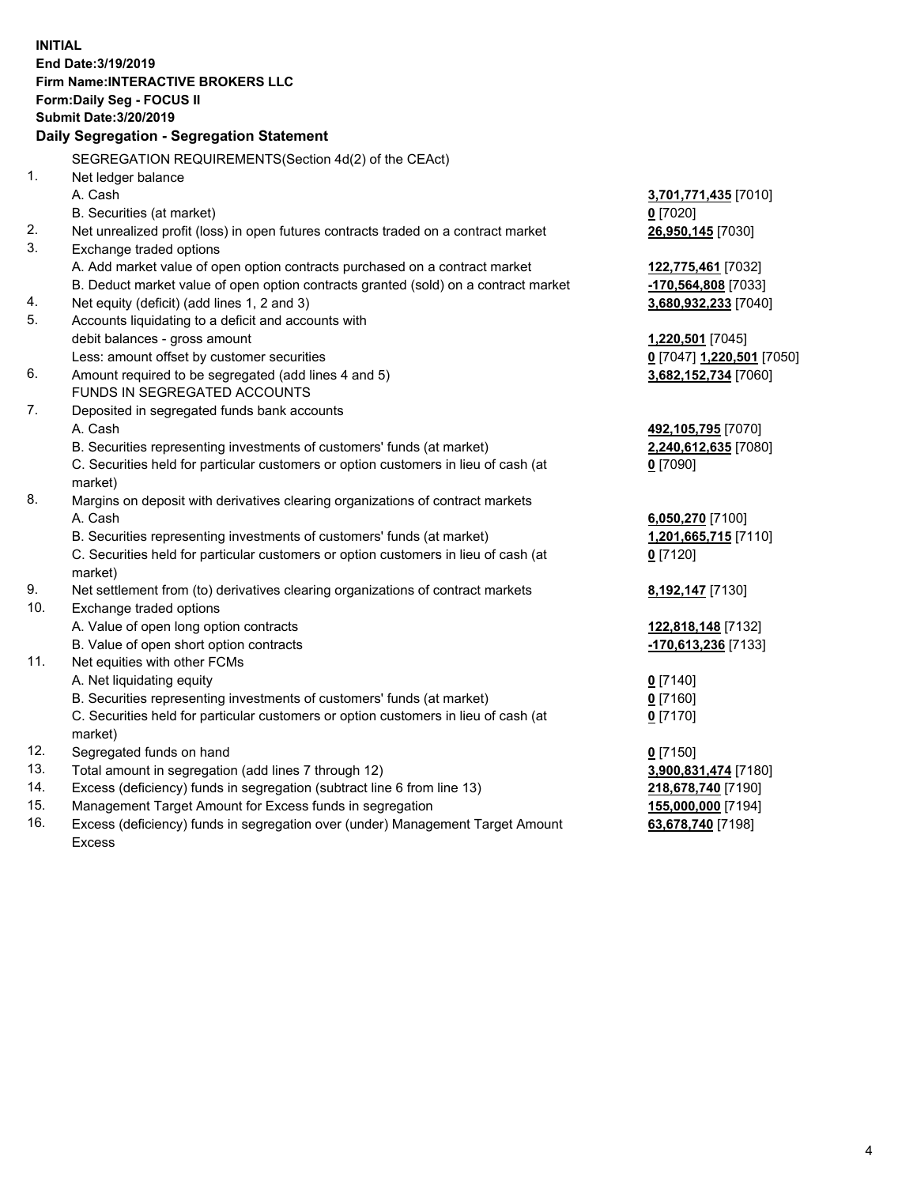**INITIAL**
**End Date:3/19/2019**
**Firm Name:INTERACTIVE BROKERS LLC**
**Form:Daily Seg - FOCUS II**
**Submit Date:3/20/2019**

**Daily Segregation - Segregation Statement**

| | | |
|---|---|---|
| | SEGREGATION REQUIREMENTS(Section 4d(2) of the CEAct) | |
| 1. | Net ledger balance | |
| | A. Cash | **3,701,771,435** [7010] |
| | B. Securities (at market) | **0** [7020] |
| 2. | Net unrealized profit (loss) in open futures contracts traded on a contract market | **26,950,145** [7030] |
| 3. | Exchange traded options | |
| | A. Add market value of open option contracts purchased on a contract market | **122,775,461** [7032] |
| | B. Deduct market value of open option contracts granted (sold) on a contract market | **-170,564,808** [7033] |
| 4. | Net equity (deficit) (add lines 1, 2 and 3) | **3,680,932,233** [7040] |
| 5. | Accounts liquidating to a deficit and accounts with | |
| | debit balances - gross amount | **1,220,501** [7045] |
| | Less: amount offset by customer securities | **0** [7047] **1,220,501** [7050] |
| 6. | Amount required to be segregated (add lines 4 and 5) | **3,682,152,734** [7060] |
| | FUNDS IN SEGREGATED ACCOUNTS | |
| 7. | Deposited in segregated funds bank accounts | |
| | A. Cash | **492,105,795** [7070] |
| | B. Securities representing investments of customers' funds (at market) | **2,240,612,635** [7080] |
| | C. Securities held for particular customers or option customers in lieu of cash (at market) | **0** [7090] |
| 8. | Margins on deposit with derivatives clearing organizations of contract markets | |
| | A. Cash | **6,050,270** [7100] |
| | B. Securities representing investments of customers' funds (at market) | **1,201,665,715** [7110] |
| | C. Securities held for particular customers or option customers in lieu of cash (at market) | **0** [7120] |
| 9. | Net settlement from (to) derivatives clearing organizations of contract markets | **8,192,147** [7130] |
| 10. | Exchange traded options | |
| | A. Value of open long option contracts | **122,818,148** [7132] |
| | B. Value of open short option contracts | **-170,613,236** [7133] |
| 11. | Net equities with other FCMs | |
| | A. Net liquidating equity | **0** [7140] |
| | B. Securities representing investments of customers' funds (at market) | **0** [7160] |
| | C. Securities held for particular customers or option customers in lieu of cash (at market) | **0** [7170] |
| 12. | Segregated funds on hand | **0** [7150] |
| 13. | Total amount in segregation (add lines 7 through 12) | **3,900,831,474** [7180] |
| 14. | Excess (deficiency) funds in segregation (subtract line 6 from line 13) | **218,678,740** [7190] |
| 15. | Management Target Amount for Excess funds in segregation | **155,000,000** [7194] |
| 16. | Excess (deficiency) funds in segregation over (under) Management Target Amount Excess | **63,678,740** [7198] |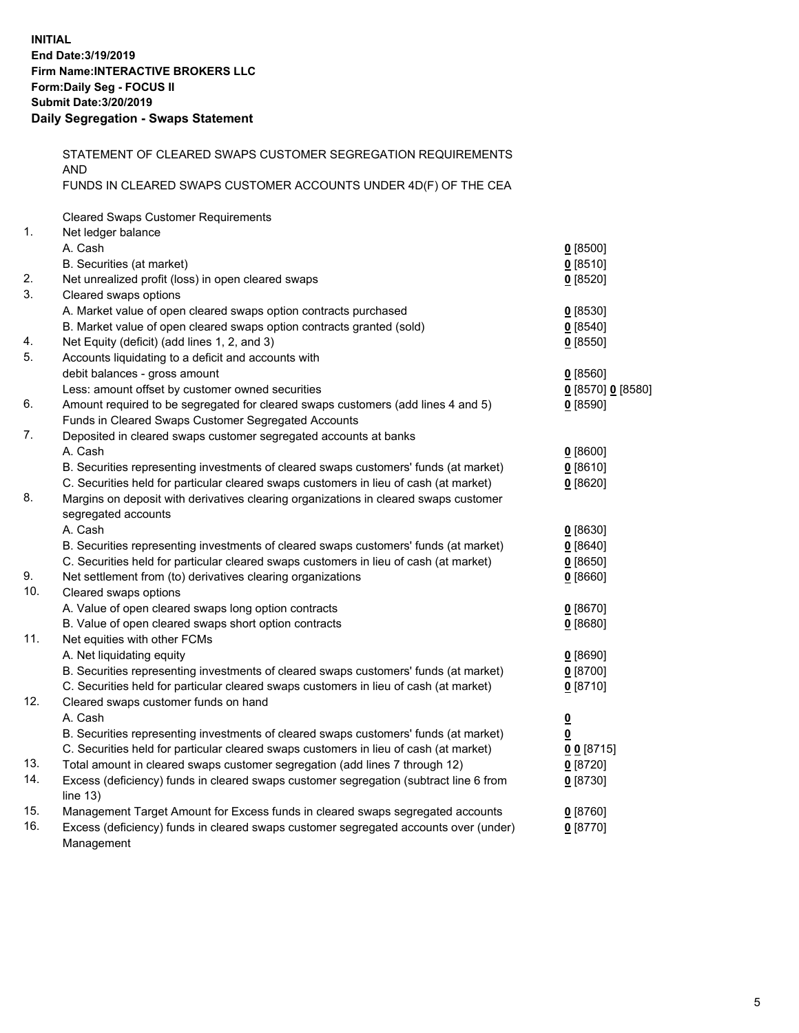**INITIAL**
**End Date:3/19/2019**
**Firm Name:INTERACTIVE BROKERS LLC**
**Form:Daily Seg - FOCUS II**
**Submit Date:3/20/2019**
**Daily Segregation - Swaps Statement**

STATEMENT OF CLEARED SWAPS CUSTOMER SEGREGATION REQUIREMENTS AND FUNDS IN CLEARED SWAPS CUSTOMER ACCOUNTS UNDER 4D(F) OF THE CEA

| | | |
|---|---|---|
| | Cleared Swaps Customer Requirements | |
| 1. | Net ledger balance | |
| | A. Cash | 0 [8500] |
| | B. Securities (at market) | 0 [8510] |
| 2. | Net unrealized profit (loss) in open cleared swaps | 0 [8520] |
| 3. | Cleared swaps options | |
| | A. Market value of open cleared swaps option contracts purchased | 0 [8530] |
| | B. Market value of open cleared swaps option contracts granted (sold) | 0 [8540] |
| 4. | Net Equity (deficit) (add lines 1, 2, and 3) | 0 [8550] |
| 5. | Accounts liquidating to a deficit and accounts with debit balances - gross amount | 0 [8560] |
| | Less: amount offset by customer owned securities | 0 [8570] 0 [8580] |
| 6. | Amount required to be segregated for cleared swaps customers (add lines 4 and 5) | 0 [8590] |
| | Funds in Cleared Swaps Customer Segregated Accounts | |
| 7. | Deposited in cleared swaps customer segregated accounts at banks | |
| | A. Cash | 0 [8600] |
| | B. Securities representing investments of cleared swaps customers' funds (at market) | 0 [8610] |
| | C. Securities held for particular cleared swaps customers in lieu of cash (at market) | 0 [8620] |
| 8. | Margins on deposit with derivatives clearing organizations in cleared swaps customer segregated accounts | |
| | A. Cash | 0 [8630] |
| | B. Securities representing investments of cleared swaps customers' funds (at market) | 0 [8640] |
| | C. Securities held for particular cleared swaps customers in lieu of cash (at market) | 0 [8650] |
| 9. | Net settlement from (to) derivatives clearing organizations | 0 [8660] |
| 10. | Cleared swaps options | |
| | A. Value of open cleared swaps long option contracts | 0 [8670] |
| | B. Value of open cleared swaps short option contracts | 0 [8680] |
| 11. | Net equities with other FCMs | |
| | A. Net liquidating equity | 0 [8690] |
| | B. Securities representing investments of cleared swaps customers' funds (at market) | 0 [8700] |
| | C. Securities held for particular cleared swaps customers in lieu of cash (at market) | 0 [8710] |
| 12. | Cleared swaps customer funds on hand | |
| | A. Cash | 0 |
| | B. Securities representing investments of cleared swaps customers' funds (at market) | 0 |
| | C. Securities held for particular cleared swaps customers in lieu of cash (at market) | 0 0 [8715] |
| 13. | Total amount in cleared swaps customer segregation (add lines 7 through 12) | 0 [8720] |
| 14. | Excess (deficiency) funds in cleared swaps customer segregation (subtract line 6 from line 13) | 0 [8730] |
| 15. | Management Target Amount for Excess funds in cleared swaps segregated accounts | 0 [8760] |
| 16. | Excess (deficiency) funds in cleared swaps customer segregated accounts over (under) Management | 0 [8770] |